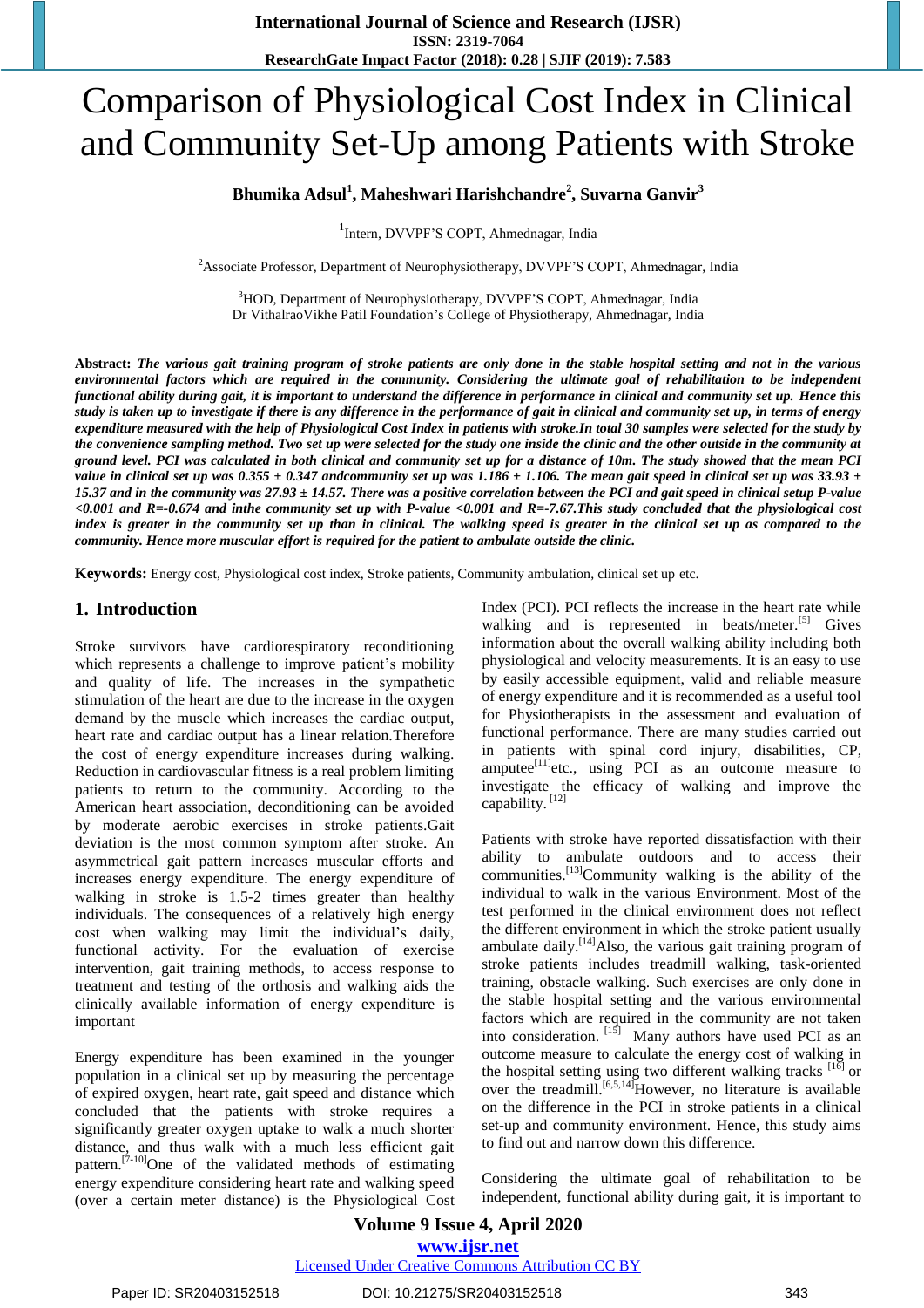# Comparison of Physiological Cost Index in Clinical and Community Set-Up among Patients with Stroke

**Bhumika Adsul[1], Maheshwari Harishchandre[2], Suvarna Ganvir[3]**

[1]Intern, DVVPF'S COPT, Ahmednagar, India

[2]Associate Professor, Department of Neurophysiotherapy, DVVPF'S COPT, Ahmednagar, India

[3]HOD, Department of Neurophysiotherapy, DVVPF'S COPT, Ahmednagar, India
Dr VithalraoVikhe Patil Foundation's College of Physiotherapy, Ahmednagar, India

**Abstract:** ***The various gait training program of stroke patients are only done in the stable hospital setting and not in the various environmental factors which are required in the community. Considering the ultimate goal of rehabilitation to be independent functional ability during gait, it is important to understand the difference in performance in clinical and community set up. Hence this study is taken up to investigate if there is any difference in the performance of gait in clinical and community set up, in terms of energy expenditure measured with the help of Physiological Cost Index in patients with stroke.In total 30 samples were selected for the study by the convenience sampling method. Two set up were selected for the study one inside the clinic and the other outside in the community at ground level. PCI was calculated in both clinical and community set up for a distance of 10m. The study showed that the mean PCI value in clinical set up was 0.355 ± 0.347 andcommunity set up was 1.186 ± 1.106. The mean gait speed in clinical set up was 33.93 ± 15.37 and in the community was 27.93 ± 14.57. There was a positive correlation between the PCI and gait speed in clinical setup P-value <0.001 and R=-0.674 and inthe community set up with P-value <0.001 and R=-7.67.This study concluded that the physiological cost index is greater in the community set up than in clinical. The walking speed is greater in the clinical set up as compared to the community. Hence more muscular effort is required for the patient to ambulate outside the clinic.***

**Keywords:** Energy cost, Physiological cost index, Stroke patients, Community ambulation, clinical set up etc.

## 1. Introduction

Stroke survivors have cardiorespiratory reconditioning which represents a challenge to improve patient's mobility and quality of life. The increases in the sympathetic stimulation of the heart are due to the increase in the oxygen demand by the muscle which increases the cardiac output, heart rate and cardiac output has a linear relation.Therefore the cost of energy expenditure increases during walking. Reduction in cardiovascular fitness is a real problem limiting patients to return to the community. According to the American heart association, deconditioning can be avoided by moderate aerobic exercises in stroke patients.Gait deviation is the most common symptom after stroke. An asymmetrical gait pattern increases muscular efforts and increases energy expenditure. The energy expenditure of walking in stroke is 1.5-2 times greater than healthy individuals. The consequences of a relatively high energy cost when walking may limit the individual's daily, functional activity. For the evaluation of exercise intervention, gait training methods, to access response to treatment and testing of the orthosis and walking aids the clinically available information of energy expenditure is important

Energy expenditure has been examined in the younger population in a clinical set up by measuring the percentage of expired oxygen, heart rate, gait speed and distance which concluded that the patients with stroke requires a significantly greater oxygen uptake to walk a much shorter distance, and thus walk with a much less efficient gait pattern.[7-10]One of the validated methods of estimating energy expenditure considering heart rate and walking speed (over a certain meter distance) is the Physiological Cost Index (PCI). PCI reflects the increase in the heart rate while walking and is represented in beats/meter.[5] Gives information about the overall walking ability including both physiological and velocity measurements. It is an easy to use by easily accessible equipment, valid and reliable measure of energy expenditure and it is recommended as a useful tool for Physiotherapists in the assessment and evaluation of functional performance. There are many studies carried out in patients with spinal cord injury, disabilities, CP, amputee[11]etc., using PCI as an outcome measure to investigate the efficacy of walking and improve the capability. [12]

Patients with stroke have reported dissatisfaction with their ability to ambulate outdoors and to access their communities.[13]Community walking is the ability of the individual to walk in the various Environment. Most of the test performed in the clinical environment does not reflect the different environment in which the stroke patient usually ambulate daily.[14]Also, the various gait training program of stroke patients includes treadmill walking, task-oriented training, obstacle walking. Such exercises are only done in the stable hospital setting and the various environmental factors which are required in the community are not taken into consideration. [15] Many authors have used PCI as an outcome measure to calculate the energy cost of walking in the hospital setting using two different walking tracks [16] or over the treadmill.[6,5,14]However, no literature is available on the difference in the PCI in stroke patients in a clinical set-up and community environment. Hence, this study aims to find out and narrow down this difference.

Considering the ultimate goal of rehabilitation to be independent, functional ability during gait, it is important to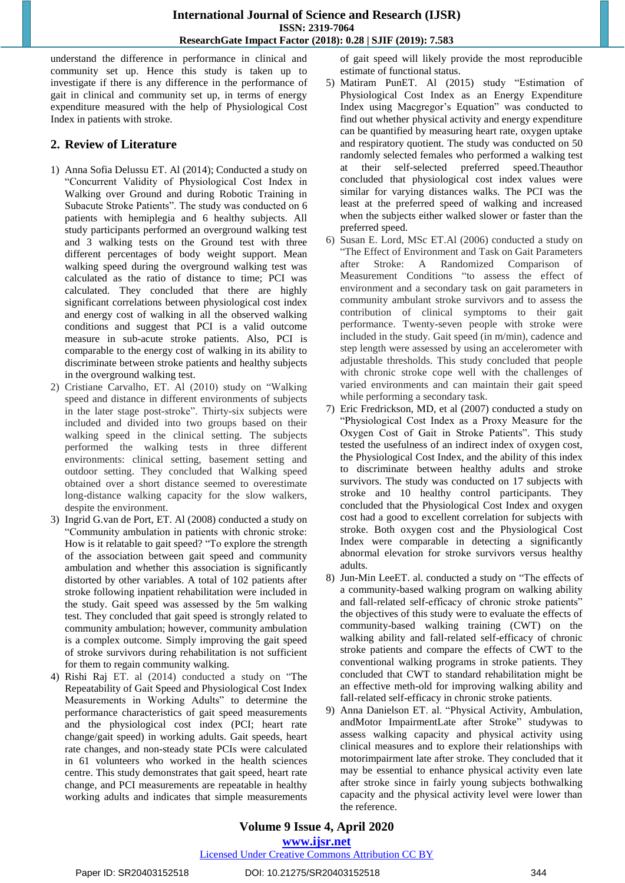understand the difference in performance in clinical and community set up. Hence this study is taken up to investigate if there is any difference in the performance of gait in clinical and community set up, in terms of energy expenditure measured with the help of Physiological Cost Index in patients with stroke.

## 2. Review of Literature

1) Anna Sofia Delussu ET. Al (2014); Conducted a study on "Concurrent Validity of Physiological Cost Index in Walking over Ground and during Robotic Training in Subacute Stroke Patients". The study was conducted on 6 patients with hemiplegia and 6 healthy subjects. All study participants performed an overground walking test and 3 walking tests on the Ground test with three different percentages of body weight support. Mean walking speed during the overground walking test was calculated as the ratio of distance to time; PCI was calculated. They concluded that there are highly significant correlations between physiological cost index and energy cost of walking in all the observed walking conditions and suggest that PCI is a valid outcome measure in sub-acute stroke patients. Also, PCI is comparable to the energy cost of walking in its ability to discriminate between stroke patients and healthy subjects in the overground walking test.
2) Cristiane Carvalho, ET. Al (2010) study on "Walking speed and distance in different environments of subjects in the later stage post-stroke". Thirty-six subjects were included and divided into two groups based on their walking speed in the clinical setting. The subjects performed the walking tests in three different environments: clinical setting, basement setting and outdoor setting. They concluded that Walking speed obtained over a short distance seemed to overestimate long-distance walking capacity for the slow walkers, despite the environment.
3) Ingrid G.van de Port, ET. Al (2008) conducted a study on "Community ambulation in patients with chronic stroke: How is it relatable to gait speed? "To explore the strength of the association between gait speed and community ambulation and whether this association is significantly distorted by other variables. A total of 102 patients after stroke following inpatient rehabilitation were included in the study. Gait speed was assessed by the 5m walking test. They concluded that gait speed is strongly related to community ambulation; however, community ambulation is a complex outcome. Simply improving the gait speed of stroke survivors during rehabilitation is not sufficient for them to regain community walking.
4) Rishi Raj ET. al (2014) conducted a study on "The Repeatability of Gait Speed and Physiological Cost Index Measurements in Working Adults" to determine the performance characteristics of gait speed measurements and the physiological cost index (PCI; heart rate change/gait speed) in working adults. Gait speeds, heart rate changes, and non-steady state PCIs were calculated in 61 volunteers who worked in the health sciences centre. This study demonstrates that gait speed, heart rate change, and PCI measurements are repeatable in healthy working adults and indicates that simple measurements of gait speed will likely provide the most reproducible estimate of functional status.
5) Matiram PunET. Al (2015) study "Estimation of Physiological Cost Index as an Energy Expenditure Index using Macgregor's Equation" was conducted to find out whether physical activity and energy expenditure can be quantified by measuring heart rate, oxygen uptake and respiratory quotient. The study was conducted on 50 randomly selected females who performed a walking test at their self-selected preferred speed.Theauthor concluded that physiological cost index values were similar for varying distances walks. The PCI was the least at the preferred speed of walking and increased when the subjects either walked slower or faster than the preferred speed.
6) Susan E. Lord, MSc ET.Al (2006) conducted a study on "The Effect of Environment and Task on Gait Parameters after Stroke: A Randomized Comparison of Measurement Conditions "to assess the effect of environment and a secondary task on gait parameters in community ambulant stroke survivors and to assess the contribution of clinical symptoms to their gait performance. Twenty-seven people with stroke were included in the study. Gait speed (in m/min), cadence and step length were assessed by using an accelerometer with adjustable thresholds. This study concluded that people with chronic stroke cope well with the challenges of varied environments and can maintain their gait speed while performing a secondary task.
7) Eric Fredrickson, MD, et al (2007) conducted a study on "Physiological Cost Index as a Proxy Measure for the Oxygen Cost of Gait in Stroke Patients". This study tested the usefulness of an indirect index of oxygen cost, the Physiological Cost Index, and the ability of this index to discriminate between healthy adults and stroke survivors. The study was conducted on 17 subjects with stroke and 10 healthy control participants. They concluded that the Physiological Cost Index and oxygen cost had a good to excellent correlation for subjects with stroke. Both oxygen cost and the Physiological Cost Index were comparable in detecting a significantly abnormal elevation for stroke survivors versus healthy adults.
8) Jun-Min LeeET. al. conducted a study on "The effects of a community-based walking program on walking ability and fall-related self-efficacy of chronic stroke patients" the objectives of this study were to evaluate the effects of community-based walking training (CWT) on the walking ability and fall-related self-efficacy of chronic stroke patients and compare the effects of CWT to the conventional walking programs in stroke patients. They concluded that CWT to standard rehabilitation might be an effective meth-old for improving walking ability and fall-related self-efficacy in chronic stroke patients.
9) Anna Danielson ET. al. "Physical Activity, Ambulation, andMotor ImpairmentLate after Stroke" studywas to assess walking capacity and physical activity using clinical measures and to explore their relationships with motorimpairment late after stroke. They concluded that it may be essential to enhance physical activity even late after stroke since in fairly young subjects bothwalking capacity and the physical activity level were lower than the reference.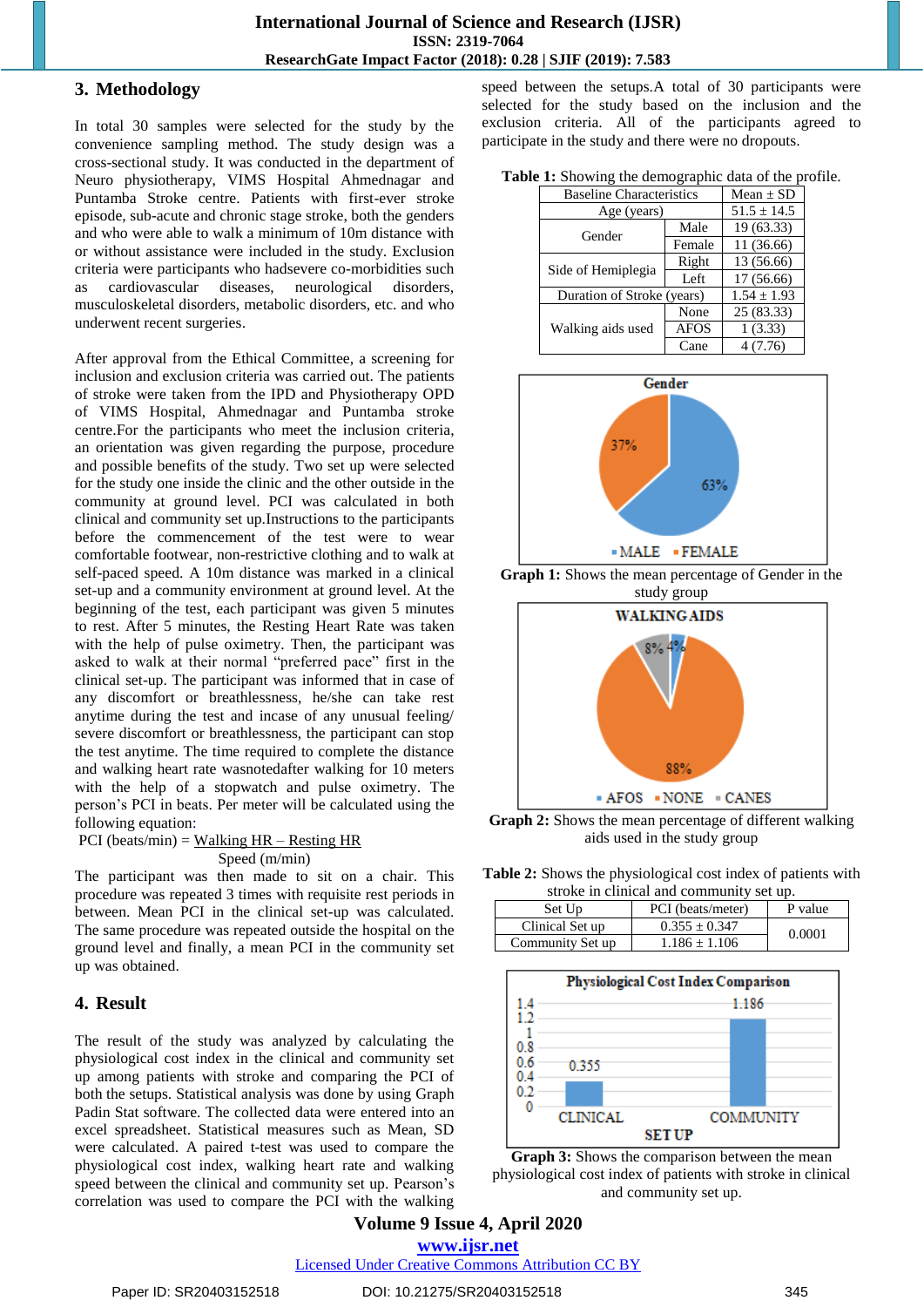## 3. Methodology

In total 30 samples were selected for the study by the convenience sampling method. The study design was a cross-sectional study. It was conducted in the department of Neuro physiotherapy, VIMS Hospital Ahmednagar and Puntamba Stroke centre. Patients with first-ever stroke episode, sub-acute and chronic stage stroke, both the genders and who were able to walk a minimum of 10m distance with or without assistance were included in the study. Exclusion criteria were participants who hadsevere co-morbidities such as cardiovascular diseases, neurological disorders, musculoskeletal disorders, metabolic disorders, etc. and who underwent recent surgeries.

After approval from the Ethical Committee, a screening for inclusion and exclusion criteria was carried out. The patients of stroke were taken from the IPD and Physiotherapy OPD of VIMS Hospital, Ahmednagar and Puntamba stroke centre.For the participants who meet the inclusion criteria, an orientation was given regarding the purpose, procedure and possible benefits of the study. Two set up were selected for the study one inside the clinic and the other outside in the community at ground level. PCI was calculated in both clinical and community set up.Instructions to the participants before the commencement of the test were to wear comfortable footwear, non-restrictive clothing and to walk at self-paced speed. A 10m distance was marked in a clinical set-up and a community environment at ground level. At the beginning of the test, each participant was given 5 minutes to rest. After 5 minutes, the Resting Heart Rate was taken with the help of pulse oximetry. Then, the participant was asked to walk at their normal "preferred pace" first in the clinical set-up. The participant was informed that in case of any discomfort or breathlessness, he/she can take rest anytime during the test and incase of any unusual feeling/ severe discomfort or breathlessness, the participant can stop the test anytime. The time required to complete the distance and walking heart rate wasnotedafter walking for 10 meters with the help of a stopwatch and pulse oximetry. The person's PCI in beats. Per meter will be calculated using the following equation:

$$\text{PCI (beats/min)} = \frac{\text{Walking HR} - \text{Resting HR}}{\text{Speed (m/min)}}$$

The participant was then made to sit on a chair. This procedure was repeated 3 times with requisite rest periods in between. Mean PCI in the clinical set-up was calculated. The same procedure was repeated outside the hospital on the ground level and finally, a mean PCI in the community set up was obtained.

## 4. Result

The result of the study was analyzed by calculating the physiological cost index in the clinical and community set up among patients with stroke and comparing the PCI of both the setups. Statistical analysis was done by using Graph Padin Stat software. The collected data were entered into an excel spreadsheet. Statistical measures such as Mean, SD were calculated. A paired t-test was used to compare the physiological cost index, walking heart rate and walking speed between the clinical and community set up. Pearson's correlation was used to compare the PCI with the walking speed between the setups.A total of 30 participants were selected for the study based on the inclusion and the exclusion criteria. All of the participants agreed to participate in the study and there were no dropouts.

**Table 1:** Showing the demographic data of the profile.

| Baseline Characteristics | | Mean ± SD |
|---|---|---|
| Age (years) | | 51.5 ± 14.5 |
| Gender | Male | 19 (63.33) |
| | Female | 11 (36.66) |
| Side of Hemiplegia | Right | 13 (56.66) |
| | Left | 17 (56.66) |
| Duration of Stroke (years) | | 1.54 ± 1.93 |
| Walking aids used | None | 25 (83.33) |
| | AFOS | 1 (3.33) |
| | Cane | 4 (7.76) |

**Graph 1:** Shows the mean percentage of Gender in the study group

**Graph 2:** Shows the mean percentage of different walking aids used in the study group

**Table 2:** Shows the physiological cost index of patients with stroke in clinical and community set up.

| Set Up | PCI (beats/meter) | P value |
|---|---|---|
| Clinical Set up | 0.355 ± 0.347 | 0.0001 |
| Community Set up | 1.186 ± 1.106 | |

**Graph 3:** Shows the comparison between the mean physiological cost index of patients with stroke in clinical and community set up.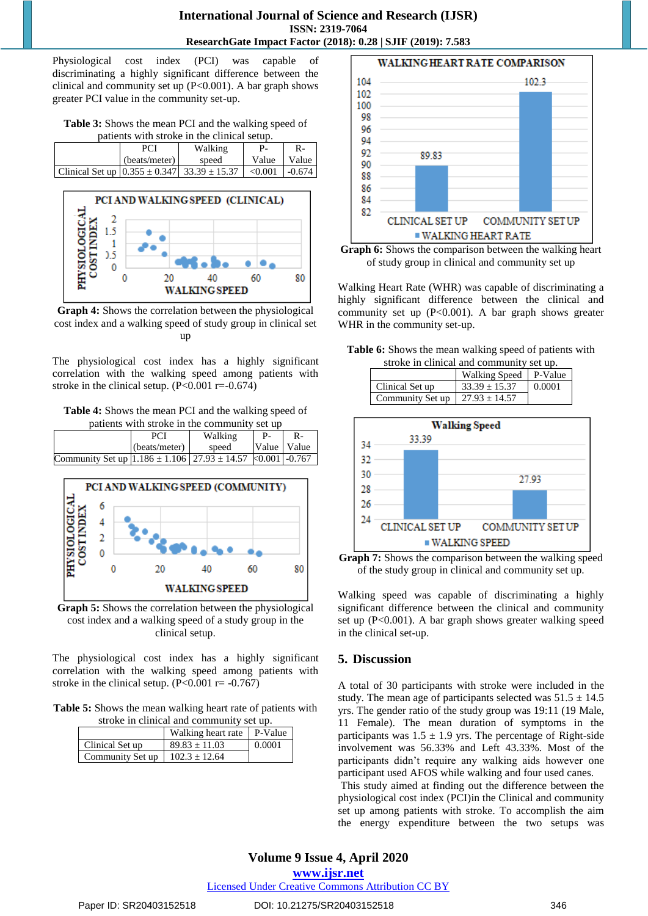Physiological cost index (PCI) was capable of discriminating a highly significant difference between the clinical and community set up (P<0.001). A bar graph shows greater PCI value in the community set-up.

**Table 3:** Shows the mean PCI and the walking speed of patients with stroke in the clinical setup.

| | PCI (beats/meter) | Walking speed | P-Value | R-Value |
|---|---|---|---|---|
| Clinical Set up | 0.355 ± 0.347 | 33.39 ± 15.37 | <0.001 | -0.674 |

**Graph 4:** Shows the correlation between the physiological cost index and a walking speed of study group in clinical set up

The physiological cost index has a highly significant correlation with the walking speed among patients with stroke in the clinical setup. (P<0.001 r=-0.674)

**Table 4:** Shows the mean PCI and the walking speed of patients with stroke in the community set up

| | PCI (beats/meter) | Walking speed | P-Value | R-Value |
|---|---|---|---|---|
| Community Set up | 1.186 ± 1.106 | 27.93 ± 14.57 | <0.001 | -0.767 |

**Graph 5:** Shows the correlation between the physiological cost index and a walking speed of a study group in the clinical setup.

The physiological cost index has a highly significant correlation with the walking speed among patients with stroke in the clinical setup. (P<0.001 r= -0.767)

**Table 5:** Shows the mean walking heart rate of patients with stroke in clinical and community set up.

| | Walking heart rate | P-Value |
|---|---|---|
| Clinical Set up | 89.83 ± 11.03 | 0.0001 |
| Community Set up | 102.3 ± 12.64 | |

**Graph 6:** Shows the comparison between the walking heart of study group in clinical and community set up

Walking Heart Rate (WHR) was capable of discriminating a highly significant difference between the clinical and community set up (P<0.001). A bar graph shows greater WHR in the community set-up.

**Table 6:** Shows the mean walking speed of patients with stroke in clinical and community set up.

| | Walking Speed | P-Value |
|---|---|---|
| Clinical Set up | 33.39 ± 15.37 | 0.0001 |
| Community Set up | 27.93 ± 14.57 | |

**Graph 7:** Shows the comparison between the walking speed of the study group in clinical and community set up.

Walking speed was capable of discriminating a highly significant difference between the clinical and community set up (P<0.001). A bar graph shows greater walking speed in the clinical set-up.

## 5. Discussion

A total of 30 participants with stroke were included in the study. The mean age of participants selected was 51.5 ± 14.5 yrs. The gender ratio of the study group was 19:11 (19 Male, 11 Female). The mean duration of symptoms in the participants was 1.5 ± 1.9 yrs. The percentage of Right-side involvement was 56.33% and Left 43.33%. Most of the participants didn't require any walking aids however one participant used AFOS while walking and four used canes.

This study aimed at finding out the difference between the physiological cost index (PCI)in the Clinical and community set up among patients with stroke. To accomplish the aim the energy expenditure between the two setups was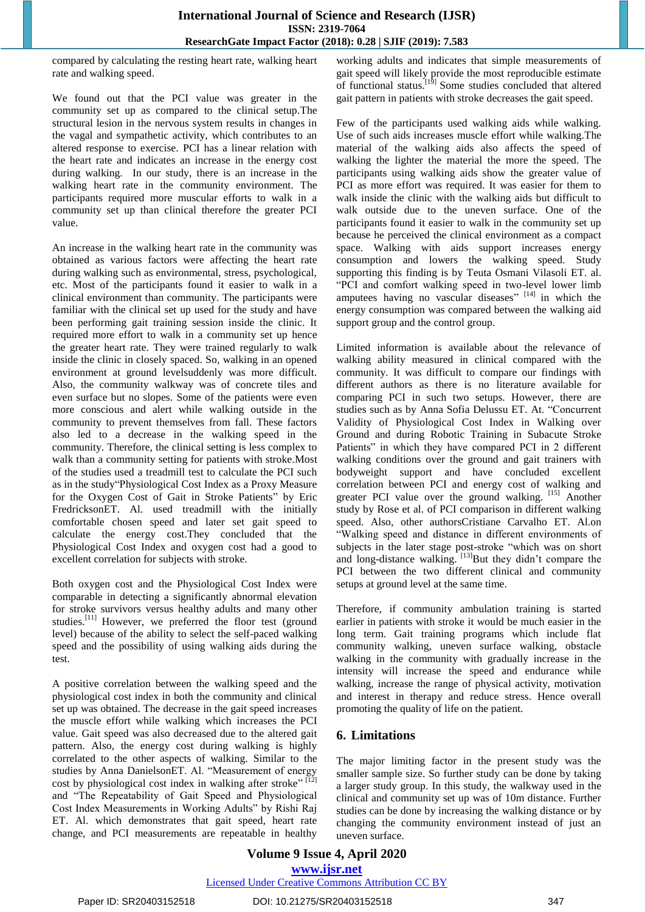compared by calculating the resting heart rate, walking heart rate and walking speed.

We found out that the PCI value was greater in the community set up as compared to the clinical setup.The structural lesion in the nervous system results in changes in the vagal and sympathetic activity, which contributes to an altered response to exercise. PCI has a linear relation with the heart rate and indicates an increase in the energy cost during walking. In our study, there is an increase in the walking heart rate in the community environment. The participants required more muscular efforts to walk in a community set up than clinical therefore the greater PCI value.

An increase in the walking heart rate in the community was obtained as various factors were affecting the heart rate during walking such as environmental, stress, psychological, etc. Most of the participants found it easier to walk in a clinical environment than community. The participants were familiar with the clinical set up used for the study and have been performing gait training session inside the clinic. It required more effort to walk in a community set up hence the greater heart rate. They were trained regularly to walk inside the clinic in closely spaced. So, walking in an opened environment at ground levelsuddenly was more difficult. Also, the community walkway was of concrete tiles and even surface but no slopes. Some of the patients were more conscious and alert while walking outside in the community to prevent themselves from fall. These factors also led to a decrease in the walking speed in the community. Therefore, the clinical setting is less complex to walk than a community setting for patients with stroke.Most of the studies used a treadmill test to calculate the PCI such as in the study"Physiological Cost Index as a Proxy Measure for the Oxygen Cost of Gait in Stroke Patients" by Eric FredricksonET. Al. used treadmill with the initially comfortable chosen speed and later set gait speed to calculate the energy cost.They concluded that the Physiological Cost Index and oxygen cost had a good to excellent correlation for subjects with stroke.

Both oxygen cost and the Physiological Cost Index were comparable in detecting a significantly abnormal elevation for stroke survivors versus healthy adults and many other studies.[11] However, we preferred the floor test (ground level) because of the ability to select the self-paced walking speed and the possibility of using walking aids during the test.

A positive correlation between the walking speed and the physiological cost index in both the community and clinical set up was obtained. The decrease in the gait speed increases the muscle effort while walking which increases the PCI value. Gait speed was also decreased due to the altered gait pattern. Also, the energy cost during walking is highly correlated to the other aspects of walking. Similar to the studies by Anna DanielsonET. Al. "Measurement of energy cost by physiological cost index in walking after stroke" [12] and "The Repeatability of Gait Speed and Physiological Cost Index Measurements in Working Adults" by Rishi Raj ET. Al. which demonstrates that gait speed, heart rate change, and PCI measurements are repeatable in healthy working adults and indicates that simple measurements of gait speed will likely provide the most reproducible estimate of functional status.[19] Some studies concluded that altered gait pattern in patients with stroke decreases the gait speed.

Few of the participants used walking aids while walking. Use of such aids increases muscle effort while walking.The material of the walking aids also affects the speed of walking the lighter the material the more the speed. The participants using walking aids show the greater value of PCI as more effort was required. It was easier for them to walk inside the clinic with the walking aids but difficult to walk outside due to the uneven surface. One of the participants found it easier to walk in the community set up because he perceived the clinical environment as a compact space. Walking with aids support increases energy consumption and lowers the walking speed. Study supporting this finding is by Teuta Osmani Vilasoli ET. al. "PCI and comfort walking speed in two-level lower limb amputees having no vascular diseases" [14] in which the energy consumption was compared between the walking aid support group and the control group.

Limited information is available about the relevance of walking ability measured in clinical compared with the community. It was difficult to compare our findings with different authors as there is no literature available for comparing PCI in such two setups. However, there are studies such as by Anna Sofia Delussu ET. At. "Concurrent Validity of Physiological Cost Index in Walking over Ground and during Robotic Training in Subacute Stroke Patients" in which they have compared PCI in 2 different walking conditions over the ground and gait trainers with bodyweight support and have concluded excellent correlation between PCI and energy cost of walking and greater PCI value over the ground walking. [15] Another study by Rose et al. of PCI comparison in different walking speed. Also, other authorsCristiane Carvalho ET. Al.on "Walking speed and distance in different environments of subjects in the later stage post-stroke "which was on short and long-distance walking. [13]But they didn't compare the PCI between the two different clinical and community setups at ground level at the same time.

Therefore, if community ambulation training is started earlier in patients with stroke it would be much easier in the long term. Gait training programs which include flat community walking, uneven surface walking, obstacle walking in the community with gradually increase in the intensity will increase the speed and endurance while walking, increase the range of physical activity, motivation and interest in therapy and reduce stress. Hence overall promoting the quality of life on the patient.

## 6. Limitations

The major limiting factor in the present study was the smaller sample size. So further study can be done by taking a larger study group. In this study, the walkway used in the clinical and community set up was of 10m distance. Further studies can be done by increasing the walking distance or by changing the community environment instead of just an uneven surface.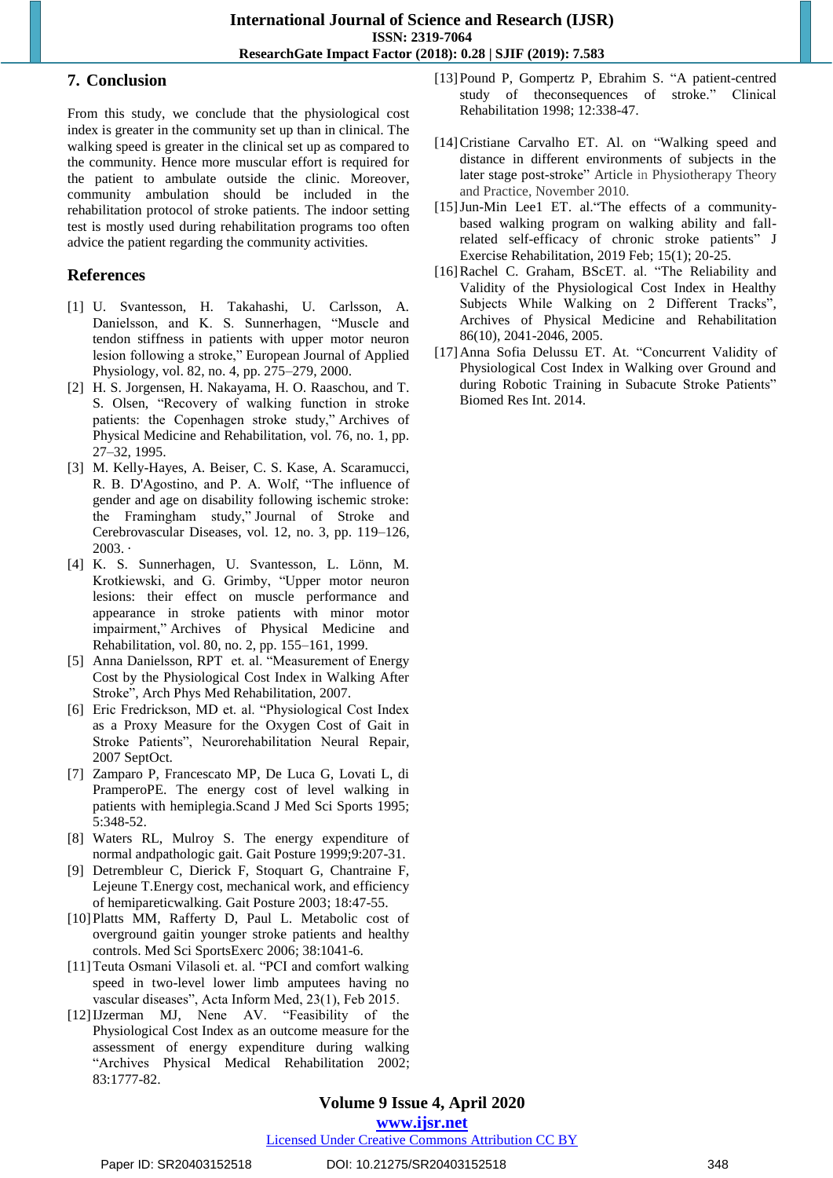## 7. Conclusion

From this study, we conclude that the physiological cost index is greater in the community set up than in clinical. The walking speed is greater in the clinical set up as compared to the community. Hence more muscular effort is required for the patient to ambulate outside the clinic. Moreover, community ambulation should be included in the rehabilitation protocol of stroke patients. The indoor setting test is mostly used during rehabilitation programs too often advice the patient regarding the community activities.

## References

[1] U. Svantesson, H. Takahashi, U. Carlsson, A. Danielsson, and K. S. Sunnerhagen, "Muscle and tendon stiffness in patients with upper motor neuron lesion following a stroke," European Journal of Applied Physiology, vol. 82, no. 4, pp. 275–279, 2000.

[2] H. S. Jorgensen, H. Nakayama, H. O. Raaschou, and T. S. Olsen, "Recovery of walking function in stroke patients: the Copenhagen stroke study," Archives of Physical Medicine and Rehabilitation, vol. 76, no. 1, pp. 27–32, 1995.

[3] M. Kelly-Hayes, A. Beiser, C. S. Kase, A. Scaramucci, R. B. D'Agostino, and P. A. Wolf, "The influence of gender and age on disability following ischemic stroke: the Framingham study," Journal of Stroke and Cerebrovascular Diseases, vol. 12, no. 3, pp. 119–126, 2003. ·

[4] K. S. Sunnerhagen, U. Svantesson, L. Lönn, M. Krotkiewski, and G. Grimby, "Upper motor neuron lesions: their effect on muscle performance and appearance in stroke patients with minor motor impairment," Archives of Physical Medicine and Rehabilitation, vol. 80, no. 2, pp. 155–161, 1999.

[5] Anna Danielsson, RPT et. al. "Measurement of Energy Cost by the Physiological Cost Index in Walking After Stroke", Arch Phys Med Rehabilitation, 2007.

[6] Eric Fredrickson, MD et. al. "Physiological Cost Index as a Proxy Measure for the Oxygen Cost of Gait in Stroke Patients", Neurorehabilitation Neural Repair, 2007 SeptOct.

[7] Zamparo P, Francescato MP, De Luca G, Lovati L, di PramperoPE. The energy cost of level walking in patients with hemiplegia.Scand J Med Sci Sports 1995; 5:348-52.

[8] Waters RL, Mulroy S. The energy expenditure of normal andpathologic gait. Gait Posture 1999;9:207-31.

[9] Detrembleur C, Dierick F, Stoquart G, Chantraine F, Lejeune T.Energy cost, mechanical work, and efficiency of hemipareticwalking. Gait Posture 2003; 18:47-55.

[10] Platts MM, Rafferty D, Paul L. Metabolic cost of overground gaitin younger stroke patients and healthy controls. Med Sci SportsExerc 2006; 38:1041-6.

[11] Teuta Osmani Vilasoli et. al. "PCI and comfort walking speed in two-level lower limb amputees having no vascular diseases", Acta Inform Med, 23(1), Feb 2015.

[12] IJzerman MJ, Nene AV. "Feasibility of the Physiological Cost Index as an outcome measure for the assessment of energy expenditure during walking "Archives Physical Medical Rehabilitation 2002; 83:1777-82.

[13] Pound P, Gompertz P, Ebrahim S. "A patient-centred study of theconsequences of stroke." Clinical Rehabilitation 1998; 12:338-47.

[14] Cristiane Carvalho ET. Al. on "Walking speed and distance in different environments of subjects in the later stage post-stroke" Article in Physiotherapy Theory and Practice, November 2010.

[15] Jun-Min Lee1 ET. al."The effects of a community-based walking program on walking ability and fall-related self-efficacy of chronic stroke patients" J Exercise Rehabilitation, 2019 Feb; 15(1); 20-25.

[16] Rachel C. Graham, BScET. al. "The Reliability and Validity of the Physiological Cost Index in Healthy Subjects While Walking on 2 Different Tracks", Archives of Physical Medicine and Rehabilitation 86(10), 2041-2046, 2005.

[17] Anna Sofia Delussu ET. At. "Concurrent Validity of Physiological Cost Index in Walking over Ground and during Robotic Training in Subacute Stroke Patients" Biomed Res Int. 2014.